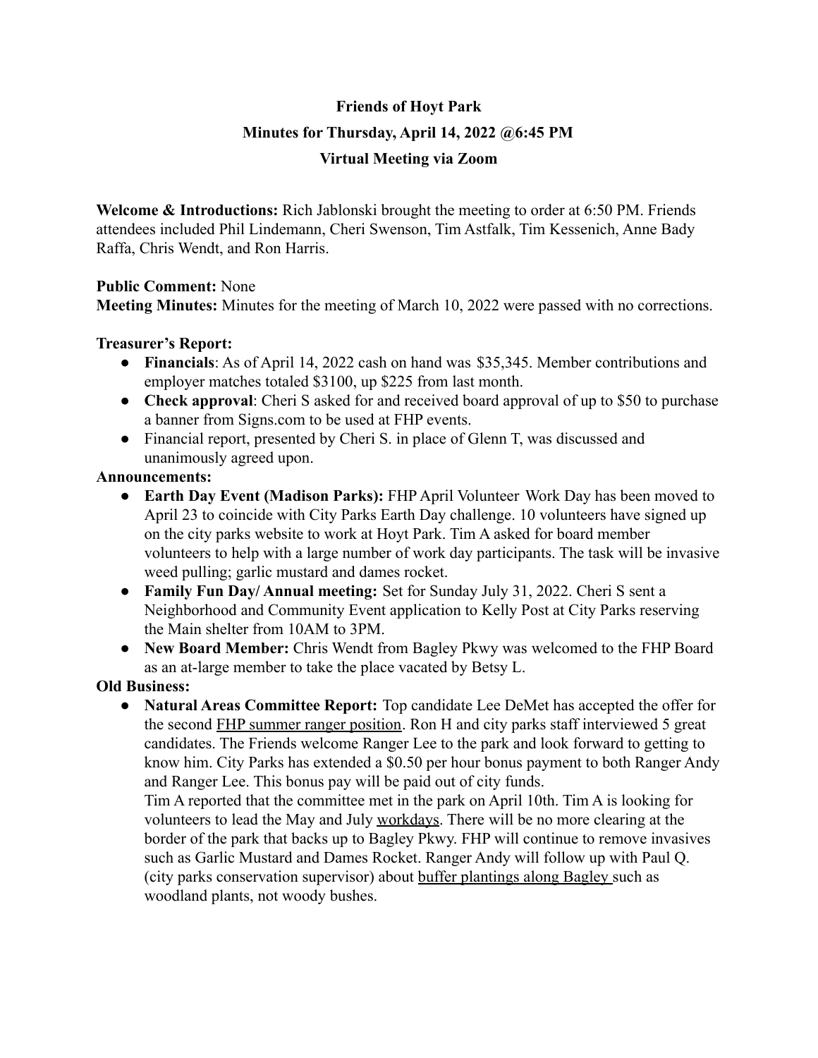**Friends of Hoyt Park**

**Minutes for Thursday, April 14, 2022 @6:45 PM**

**Virtual Meeting via Zoom**

**Welcome & Introductions:** Rich Jablonski brought the meeting to order at 6:50 PM. Friends attendees included Phil Lindemann, Cheri Swenson, Tim Astfalk, Tim Kessenich, Anne Bady Raffa, Chris Wendt, and Ron Harris.

**Public Comment:** None

**Meeting Minutes:** Minutes for the meeting of March 10, 2022 were passed with no corrections.

**Treasurer's Report:**

- **Financials**: As of April 14, 2022 cash on hand was $35,345. Member contributions and employer matches totaled $3100, up $225 from last month.
- **Check approval**: Cheri S asked for and received board approval of up to $50 to purchase a banner from Signs.com to be used at FHP events.
- Financial report, presented by Cheri S. in place of Glenn T, was discussed and unanimously agreed upon.

**Announcements:**

- **Earth Day Event (Madison Parks):** FHP April Volunteer Work Day has been moved to April 23 to coincide with City Parks Earth Day challenge. 10 volunteers have signed up on the city parks website to work at Hoyt Park. Tim A asked for board member volunteers to help with a large number of work day participants. The task will be invasive weed pulling; garlic mustard and dames rocket.
- **Family Fun Day/ Annual meeting:** Set for Sunday July 31, 2022. Cheri S sent a Neighborhood and Community Event application to Kelly Post at City Parks reserving the Main shelter from 10AM to 3PM.
- **New Board Member:** Chris Wendt from Bagley Pkwy was welcomed to the FHP Board as an at-large member to take the place vacated by Betsy L.

**Old Business:**

- **Natural Areas Committee Report:** Top candidate Lee DeMet has accepted the offer for the second FHP summer ranger position. Ron H and city parks staff interviewed 5 great candidates. The Friends welcome Ranger Lee to the park and look forward to getting to know him. City Parks has extended a $0.50 per hour bonus payment to both Ranger Andy and Ranger Lee. This bonus pay will be paid out of city funds.

  Tim A reported that the committee met in the park on April 10th. Tim A is looking for volunteers to lead the May and July workdays. There will be no more clearing at the border of the park that backs up to Bagley Pkwy. FHP will continue to remove invasives such as Garlic Mustard and Dames Rocket. Ranger Andy will follow up with Paul Q. (city parks conservation supervisor) about buffer plantings along Bagley such as woodland plants, not woody bushes.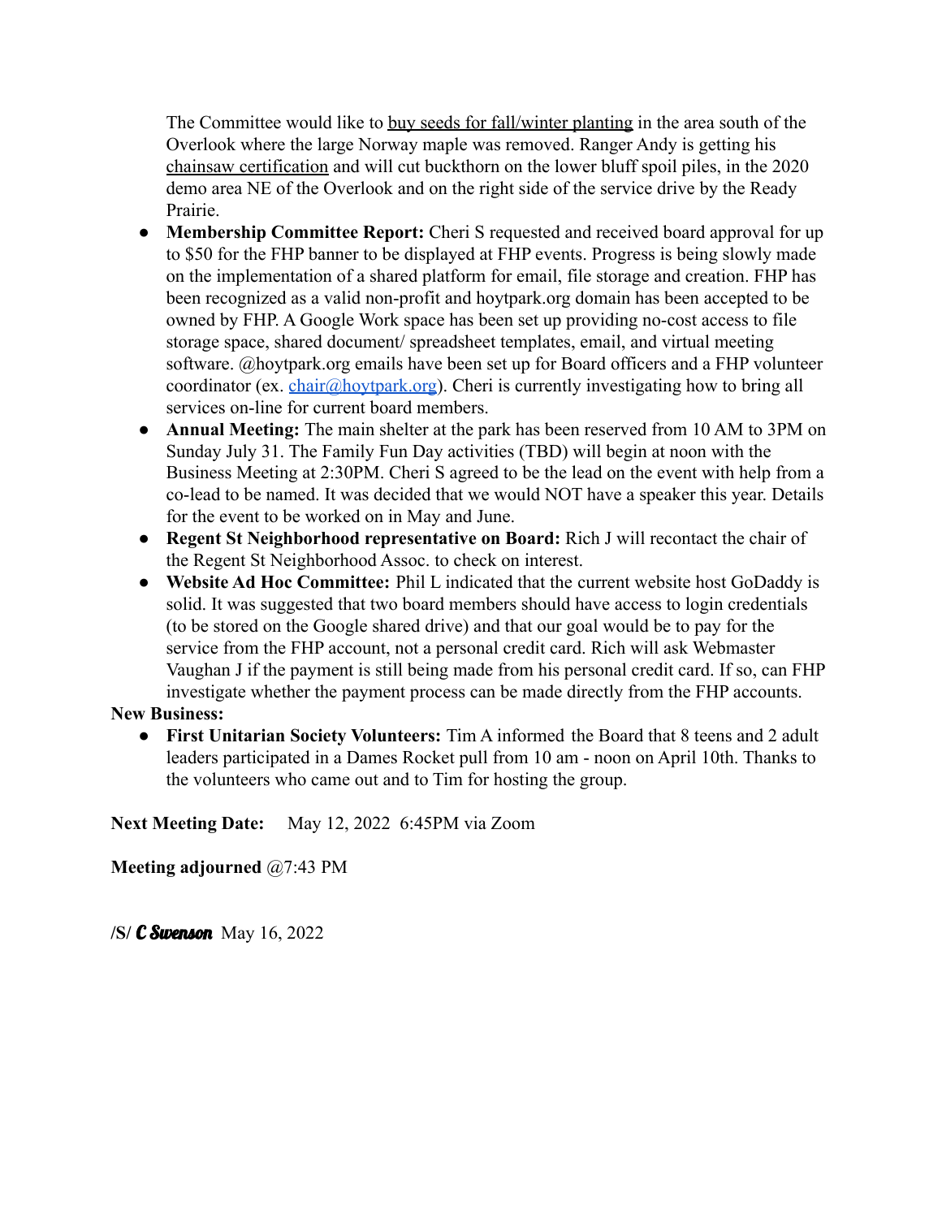The Committee would like to buy seeds for fall/winter planting in the area south of the Overlook where the large Norway maple was removed. Ranger Andy is getting his chainsaw certification and will cut buckthorn on the lower bluff spoil piles, in the 2020 demo area NE of the Overlook and on the right side of the service drive by the Ready Prairie.

- **Membership Committee Report:** Cheri S requested and received board approval for up to $50 for the FHP banner to be displayed at FHP events. Progress is being slowly made on the implementation of a shared platform for email, file storage and creation. FHP has been recognized as a valid non-profit and hoytpark.org domain has been accepted to be owned by FHP. A Google Work space has been set up providing no-cost access to file storage space, shared document/ spreadsheet templates, email, and virtual meeting software. @hoytpark.org emails have been set up for Board officers and a FHP volunteer coordinator (ex. chair@hoytpark.org). Cheri is currently investigating how to bring all services on-line for current board members.
- **Annual Meeting:** The main shelter at the park has been reserved from 10 AM to 3PM on Sunday July 31. The Family Fun Day activities (TBD) will begin at noon with the Business Meeting at 2:30PM. Cheri S agreed to be the lead on the event with help from a co-lead to be named. It was decided that we would NOT have a speaker this year. Details for the event to be worked on in May and June.
- **Regent St Neighborhood representative on Board:** Rich J will recontact the chair of the Regent St Neighborhood Assoc. to check on interest.
- **Website Ad Hoc Committee:** Phil L indicated that the current website host GoDaddy is solid. It was suggested that two board members should have access to login credentials (to be stored on the Google shared drive) and that our goal would be to pay for the service from the FHP account, not a personal credit card. Rich will ask Webmaster Vaughan J if the payment is still being made from his personal credit card. If so, can FHP investigate whether the payment process can be made directly from the FHP accounts.

**New Business:**

- **First Unitarian Society Volunteers:** Tim A informed the Board that 8 teens and 2 adult leaders participated in a Dames Rocket pull from 10 am - noon on April 10th. Thanks to the volunteers who came out and to Tim for hosting the group.

**Next Meeting Date:** May 12, 2022 6:45PM via Zoom

**Meeting adjourned** @7:43 PM

**/S/** ***C Swenson*** May 16, 2022